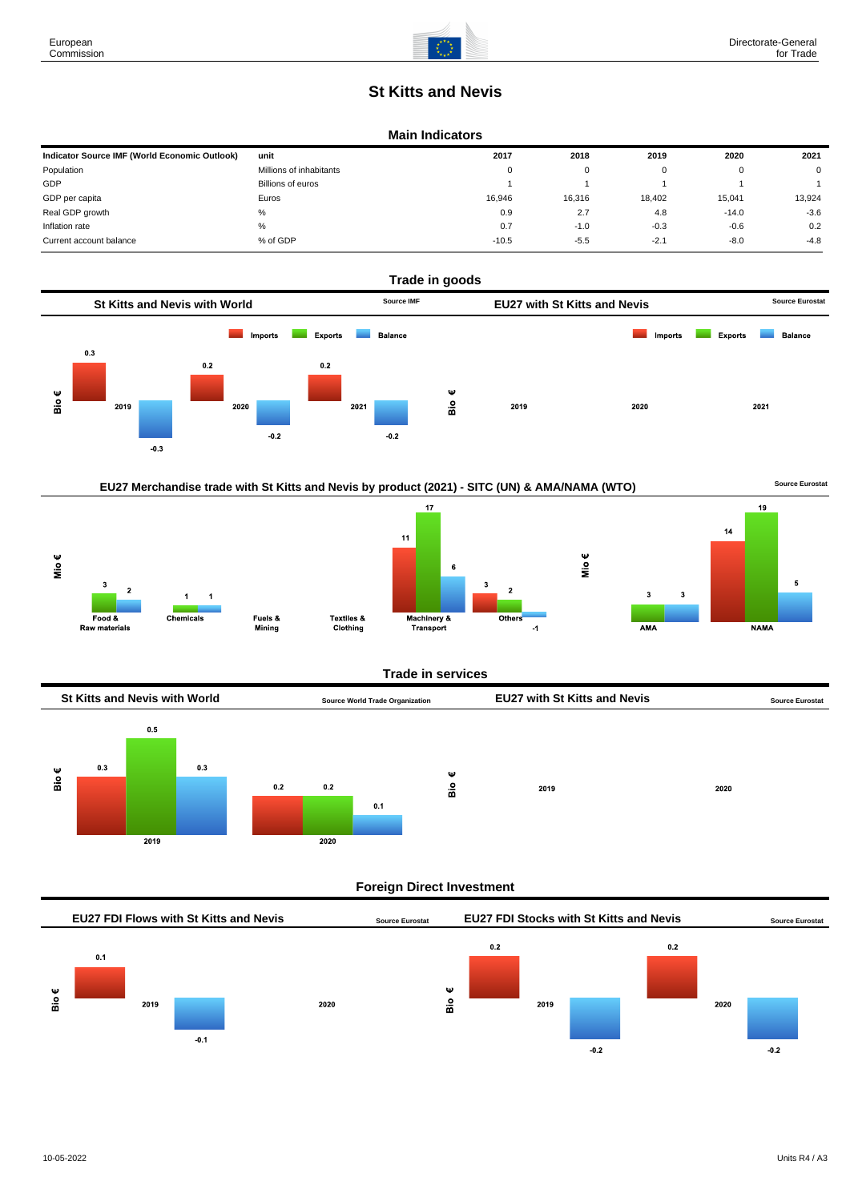European Commission

Directorate-General for Trade

# St Kitts and Nevis

## Main Indicators

| Indicator Source IMF (World Economic Outlook) | unit | 2017 | 2018 | 2019 | 2020 | 2021 |
|---|---|---|---|---|---|---|
| Population | Millions of inhabitants | 0 | 0 | 0 | 0 | 0 |
| GDP | Billions of euros | 1 | 1 | 1 | 1 | 1 |
| GDP per capita | Euros | 16,946 | 16,316 | 18,402 | 15,041 | 13,924 |
| Real GDP growth | % | 0.9 | 2.7 | 4.8 | -14.0 | -3.6 |
| Inflation rate | % | 0.7 | -1.0 | -0.3 | -0.6 | 0.2 |
| Current account balance | % of GDP | -10.5 | -5.5 | -2.1 | -8.0 | -4.8 |

## Trade in goods

### St Kitts and Nevis with World

Source IMF

Bio €

| | Imports | Exports | Balance |
|---|---|---|---|
| 2019 | 0.3 | | -0.3 |
| 2020 | 0.2 | | -0.2 |
| 2021 | 0.2 | | -0.2 |

### EU27 with St Kitts and Nevis

Source Eurostat

Bio €

Imports, Exports, Balance: 2019, 2020, 2021

### EU27 Merchandise trade with St Kitts and Nevis by product (2021) - SITC (UN) & AMA/NAMA (WTO)

Source Eurostat

Mio €

| | Imports | Exports | Balance |
|---|---|---|---|
| Food & Raw materials | | 3 | 2 |
| Chemicals | | 1 | 1 |
| Fuels & Mining | | | |
| Textiles & Clothing | | | |
| Machinery & Transport | 11 | 17 | 6 |
| Others | 3 | 2 | -1 |

Mio €

| | Imports | Exports | Balance |
|---|---|---|---|
| AMA | | 3 | 3 |
| NAMA | 14 | 19 | 5 |

## Trade in services

### St Kitts and Nevis with World

Source World Trade Organization

Bio €

| | Imports | Exports | Balance |
|---|---|---|---|
| 2019 | 0.3 | 0.5 | 0.3 |
| 2020 | 0.2 | 0.2 | 0.1 |

### EU27 with St Kitts and Nevis

Source Eurostat

Bio €

2019, 2020

## Foreign Direct Investment

### EU27 FDI Flows with St Kitts and Nevis

Source Eurostat

Bio €

| | | |
|---|---|---|
| 2019 | 0.1 | -0.1 |
| 2020 | | |

### EU27 FDI Stocks with St Kitts and Nevis

Source Eurostat

Bio €

| | | |
|---|---|---|
| 2019 | 0.2 | -0.2 |
| 2020 | 0.2 | -0.2 |

10-05-2022

Units R4 / A3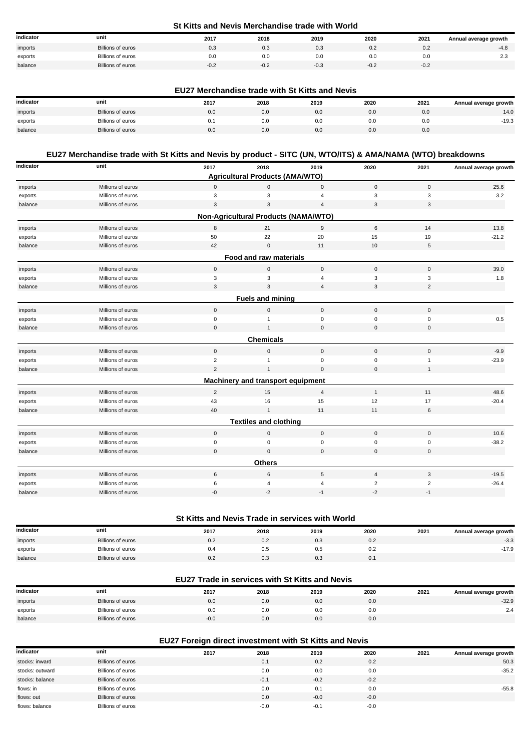### St Kitts and Nevis Merchandise trade with World

| indicator | unit | 2017 | 2018 | 2019 | 2020 | 2021 | Annual average growth |
|---|---|---|---|---|---|---|---|
| imports | Billions of euros | 0.3 | 0.3 | 0.3 | 0.2 | 0.2 | -4.8 |
| exports | Billions of euros | 0.0 | 0.0 | 0.0 | 0.0 | 0.0 | 2.3 |
| balance | Billions of euros | -0.2 | -0.2 | -0.3 | -0.2 | -0.2 | |

### EU27 Merchandise trade with St Kitts and Nevis

| indicator | unit | 2017 | 2018 | 2019 | 2020 | 2021 | Annual average growth |
|---|---|---|---|---|---|---|---|
| imports | Billions of euros | 0.0 | 0.0 | 0.0 | 0.0 | 0.0 | 14.0 |
| exports | Billions of euros | 0.1 | 0.0 | 0.0 | 0.0 | 0.0 | -19.3 |
| balance | Billions of euros | 0.0 | 0.0 | 0.0 | 0.0 | 0.0 | |

### EU27 Merchandise trade with St Kitts and Nevis by product - SITC (UN, WTO/ITS) & AMA/NAMA (WTO) breakdowns

| indicator | unit | 2017 | 2018 | 2019 | 2020 | 2021 | Annual average growth |
|---|---|---|---|---|---|---|---|
| | | | **Agricultural Products (AMA/WTO)** | | | | |
| imports | Millions of euros | 0 | 0 | 0 | 0 | 0 | 25.6 |
| exports | Millions of euros | 3 | 3 | 4 | 3 | 3 | 3.2 |
| balance | Millions of euros | 3 | 3 | 4 | 3 | 3 | |
| | | | **Non-Agricultural Products (NAMA/WTO)** | | | | |
| imports | Millions of euros | 8 | 21 | 9 | 6 | 14 | 13.8 |
| exports | Millions of euros | 50 | 22 | 20 | 15 | 19 | -21.2 |
| balance | Millions of euros | 42 | 0 | 11 | 10 | 5 | |
| | | | **Food and raw materials** | | | | |
| imports | Millions of euros | 0 | 0 | 0 | 0 | 0 | 39.0 |
| exports | Millions of euros | 3 | 3 | 4 | 3 | 3 | 1.8 |
| balance | Millions of euros | 3 | 3 | 4 | 3 | 2 | |
| | | | **Fuels and mining** | | | | |
| imports | Millions of euros | 0 | 0 | 0 | 0 | 0 | |
| exports | Millions of euros | 0 | 1 | 0 | 0 | 0 | 0.5 |
| balance | Millions of euros | 0 | 1 | 0 | 0 | 0 | |
| | | | **Chemicals** | | | | |
| imports | Millions of euros | 0 | 0 | 0 | 0 | 0 | -9.9 |
| exports | Millions of euros | 2 | 1 | 0 | 0 | 1 | -23.9 |
| balance | Millions of euros | 2 | 1 | 0 | 0 | 1 | |
| | | | **Machinery and transport equipment** | | | | |
| imports | Millions of euros | 2 | 15 | 4 | 1 | 11 | 48.6 |
| exports | Millions of euros | 43 | 16 | 15 | 12 | 17 | -20.4 |
| balance | Millions of euros | 40 | 1 | 11 | 11 | 6 | |
| | | | **Textiles and clothing** | | | | |
| imports | Millions of euros | 0 | 0 | 0 | 0 | 0 | 10.6 |
| exports | Millions of euros | 0 | 0 | 0 | 0 | 0 | -38.2 |
| balance | Millions of euros | 0 | 0 | 0 | 0 | 0 | |
| | | | **Others** | | | | |
| imports | Millions of euros | 6 | 6 | 5 | 4 | 3 | -19.5 |
| exports | Millions of euros | 6 | 4 | 4 | 2 | 2 | -26.4 |
| balance | Millions of euros | -0 | -2 | -1 | -2 | -1 | |

### St Kitts and Nevis Trade in services with World

| indicator | unit | 2017 | 2018 | 2019 | 2020 | 2021 | Annual average growth |
|---|---|---|---|---|---|---|---|
| imports | Billions of euros | 0.2 | 0.2 | 0.3 | 0.2 | | -3.3 |
| exports | Billions of euros | 0.4 | 0.5 | 0.5 | 0.2 | | -17.9 |
| balance | Billions of euros | 0.2 | 0.3 | 0.3 | 0.1 | | |

### EU27 Trade in services with St Kitts and Nevis

| indicator | unit | 2017 | 2018 | 2019 | 2020 | 2021 | Annual average growth |
|---|---|---|---|---|---|---|---|
| imports | Billions of euros | 0.0 | 0.0 | 0.0 | 0.0 | | -32.9 |
| exports | Billions of euros | 0.0 | 0.0 | 0.0 | 0.0 | | 2.4 |
| balance | Billions of euros | -0.0 | 0.0 | 0.0 | 0.0 | | |

### EU27 Foreign direct investment with St Kitts and Nevis

| indicator | unit | 2017 | 2018 | 2019 | 2020 | 2021 | Annual average growth |
|---|---|---|---|---|---|---|---|
| stocks: inward | Billions of euros | | 0.1 | 0.2 | 0.2 | | 50.3 |
| stocks: outward | Billions of euros | | 0.0 | 0.0 | 0.0 | | -35.2 |
| stocks: balance | Billions of euros | | -0.1 | -0.2 | -0.2 | | |
| flows: in | Billions of euros | | 0.0 | 0.1 | 0.0 | | -55.8 |
| flows: out | Billions of euros | | 0.0 | -0.0 | -0.0 | | |
| flows: balance | Billions of euros | | -0.0 | -0.1 | -0.0 | | |